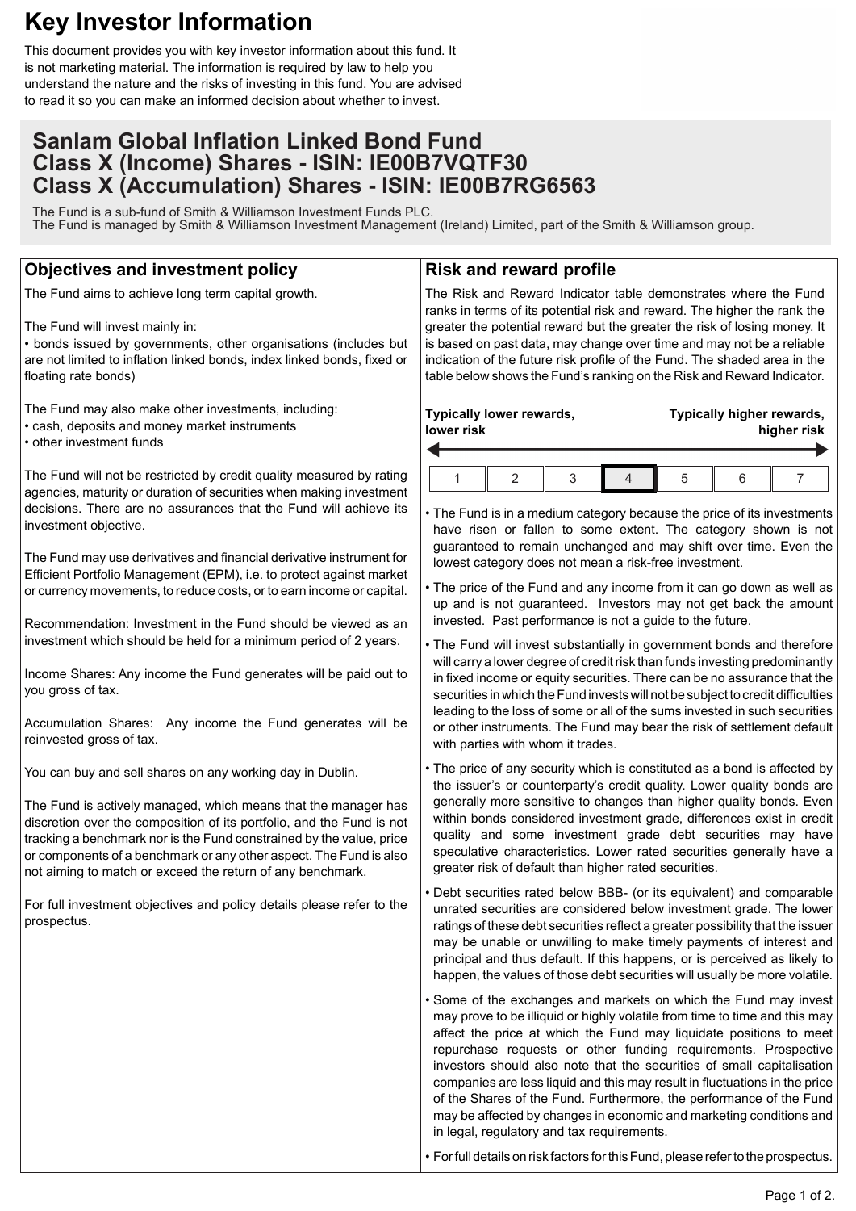# Key Investor Information

This document provides you with key investor information about this fund. It is not marketing material. The information is required by law to help you understand the nature and the risks of investing in this fund. You are advised to read it so you can make an informed decision about whether to invest.

## Sanlam Global Inflation Linked Bond Fund
## Class X (Income) Shares - ISIN: IE00B7VQTF30
## Class X (Accumulation) Shares - ISIN: IE00B7RG6563

The Fund is a sub-fund of Smith & Williamson Investment Funds PLC.
The Fund is managed by Smith & Williamson Investment Management (Ireland) Limited, part of the Smith & Williamson group.

### Objectives and investment policy

The Fund aims to achieve long term capital growth.

The Fund will invest mainly in:
- bonds issued by governments, other organisations (includes but are not limited to inflation linked bonds, index linked bonds, fixed or floating rate bonds)

The Fund may also make other investments, including:
- cash, deposits and money market instruments
- other investment funds

The Fund will not be restricted by credit quality measured by rating agencies, maturity or duration of securities when making investment decisions. There are no assurances that the Fund will achieve its investment objective.

The Fund may use derivatives and financial derivative instrument for Efficient Portfolio Management (EPM), i.e. to protect against market or currency movements, to reduce costs, or to earn income or capital.

Recommendation: Investment in the Fund should be viewed as an investment which should be held for a minimum period of 2 years.

Income Shares: Any income the Fund generates will be paid out to you gross of tax.

Accumulation Shares: Any income the Fund generates will be reinvested gross of tax.

You can buy and sell shares on any working day in Dublin.

The Fund is actively managed, which means that the manager has discretion over the composition of its portfolio, and the Fund is not tracking a benchmark nor is the Fund constrained by the value, price or components of a benchmark or any other aspect. The Fund is also not aiming to match or exceed the return of any benchmark.

For full investment objectives and policy details please refer to the prospectus.

### Risk and reward profile

The Risk and Reward Indicator table demonstrates where the Fund ranks in terms of its potential risk and reward. The higher the rank the greater the potential reward but the greater the risk of losing money. It is based on past data, may change over time and may not be a reliable indication of the future risk profile of the Fund. The shaded area in the table below shows the Fund's ranking on the Risk and Reward Indicator.

**Typically lower rewards, lower risk** — **Typically higher rewards, higher risk**

| 1 | 2 | 3 | **4** | 5 | 6 | 7 |
|---|---|---|---|---|---|---|

- The Fund is in a medium category because the price of its investments have risen or fallen to some extent. The category shown is not guaranteed to remain unchanged and may shift over time. Even the lowest category does not mean a risk-free investment.
- The price of the Fund and any income from it can go down as well as up and is not guaranteed. Investors may not get back the amount invested. Past performance is not a guide to the future.
- The Fund will invest substantially in government bonds and therefore will carry a lower degree of credit risk than funds investing predominantly in fixed income or equity securities. There can be no assurance that the securities in which the Fund invests will not be subject to credit difficulties leading to the loss of some or all of the sums invested in such securities or other instruments. The Fund may bear the risk of settlement default with parties with whom it trades.
- The price of any security which is constituted as a bond is affected by the issuer's or counterparty's credit quality. Lower quality bonds are generally more sensitive to changes than higher quality bonds. Even within bonds considered investment grade, differences exist in credit quality and some investment grade debt securities may have speculative characteristics. Lower rated securities generally have a greater risk of default than higher rated securities.
- Debt securities rated below BBB- (or its equivalent) and comparable unrated securities are considered below investment grade. The lower ratings of these debt securities reflect a greater possibility that the issuer may be unable or unwilling to make timely payments of interest and principal and thus default. If this happens, or is perceived as likely to happen, the values of those debt securities will usually be more volatile.
- Some of the exchanges and markets on which the Fund may invest may prove to be illiquid or highly volatile from time to time and this may affect the price at which the Fund may liquidate positions to meet repurchase requests or other funding requirements. Prospective investors should also note that the securities of small capitalisation companies are less liquid and this may result in fluctuations in the price of the Shares of the Fund. Furthermore, the performance of the Fund may be affected by changes in economic and marketing conditions and in legal, regulatory and tax requirements.
- For full details on risk factors for this Fund, please refer to the prospectus.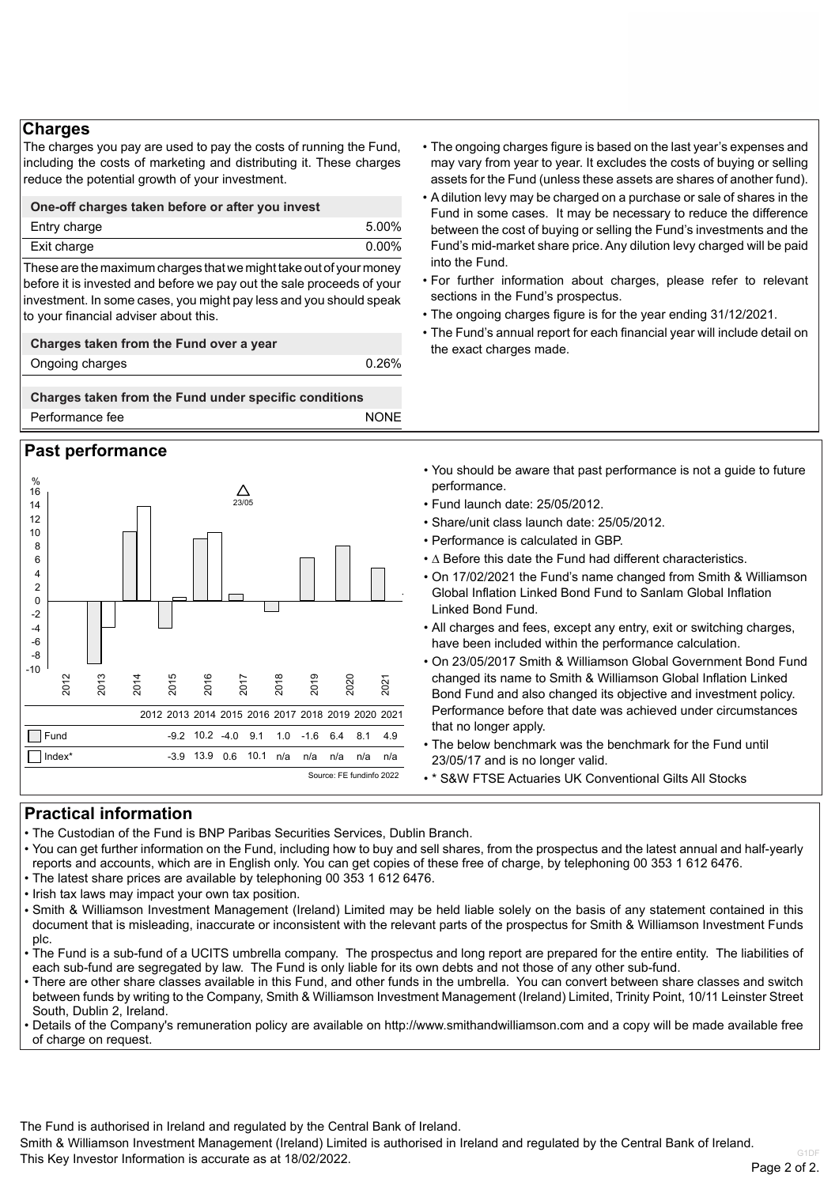## Charges

The charges you pay are used to pay the costs of running the Fund, including the costs of marketing and distributing it. These charges reduce the potential growth of your investment.

| One-off charges taken before or after you invest | |
|---|---|
| Entry charge | 5.00% |
| Exit charge | 0.00% |

These are the maximum charges that we might take out of your money before it is invested and before we pay out the sale proceeds of your investment. In some cases, you might pay less and you should speak to your financial adviser about this.

| Charges taken from the Fund over a year | |
|---|---|
| Ongoing charges | 0.26% |

| Charges taken from the Fund under specific conditions | |
|---|---|
| Performance fee | NONE |

- The ongoing charges figure is based on the last year's expenses and may vary from year to year. It excludes the costs of buying or selling assets for the Fund (unless these assets are shares of another fund).
- A dilution levy may be charged on a purchase or sale of shares in the Fund in some cases. It may be necessary to reduce the difference between the cost of buying or selling the Fund's investments and the Fund's mid-market share price. Any dilution levy charged will be paid into the Fund.
- For further information about charges, please refer to relevant sections in the Fund's prospectus.
- The ongoing charges figure is for the year ending 31/12/2021.
- The Fund's annual report for each financial year will include detail on the exact charges made.

## Past performance

%
16
14
12
10
8
6
4
2
0
-2
-4
-6
-8
-10

△ 23/05

2012 2013 2014 2015 2016 2017 2018 2019 2020 2021

| | 2012 | 2013 | 2014 | 2015 | 2016 | 2017 | 2018 | 2019 | 2020 | 2021 |
|---|---|---|---|---|---|---|---|---|---|---|
| Fund | | -9.2 | 10.2 | -4.0 | 9.1 | 1.0 | -1.6 | 6.4 | 8.1 | 4.9 |
| Index* | | -3.9 | 13.9 | 0.6 | 10.1 | n/a | n/a | n/a | n/a | n/a |

Source: FE fundinfo 2022

- You should be aware that past performance is not a guide to future performance.
- Fund launch date: 25/05/2012.
- Share/unit class launch date: 25/05/2012.
- Performance is calculated in GBP.
- ∆ Before this date the Fund had different characteristics.
- On 17/02/2021 the Fund's name changed from Smith & Williamson Global Inflation Linked Bond Fund to Sanlam Global Inflation Linked Bond Fund.
- All charges and fees, except any entry, exit or switching charges, have been included within the performance calculation.
- On 23/05/2017 Smith & Williamson Global Government Bond Fund changed its name to Smith & Williamson Global Inflation Linked Bond Fund and also changed its objective and investment policy. Performance before that date was achieved under circumstances that no longer apply.
- The below benchmark was the benchmark for the Fund until 23/05/17 and is no longer valid.
- * S&W FTSE Actuaries UK Conventional Gilts All Stocks

## Practical information

- The Custodian of the Fund is BNP Paribas Securities Services, Dublin Branch.
- You can get further information on the Fund, including how to buy and sell shares, from the prospectus and the latest annual and half-yearly reports and accounts, which are in English only. You can get copies of these free of charge, by telephoning 00 353 1 612 6476.
- The latest share prices are available by telephoning 00 353 1 612 6476.
- Irish tax laws may impact your own tax position.
- Smith & Williamson Investment Management (Ireland) Limited may be held liable solely on the basis of any statement contained in this document that is misleading, inaccurate or inconsistent with the relevant parts of the prospectus for Smith & Williamson Investment Funds plc.
- The Fund is a sub-fund of a UCITS umbrella company. The prospectus and long report are prepared for the entire entity. The liabilities of each sub-fund are segregated by law. The Fund is only liable for its own debts and not those of any other sub-fund.
- There are other share classes available in this Fund, and other funds in the umbrella. You can convert between share classes and switch between funds by writing to the Company, Smith & Williamson Investment Management (Ireland) Limited, Trinity Point, 10/11 Leinster Street South, Dublin 2, Ireland.
- Details of the Company's remuneration policy are available on http://www.smithandwilliamson.com and a copy will be made available free of charge on request.

The Fund is authorised in Ireland and regulated by the Central Bank of Ireland.
Smith & Williamson Investment Management (Ireland) Limited is authorised in Ireland and regulated by the Central Bank of Ireland.
This Key Investor Information is accurate as at 18/02/2022.